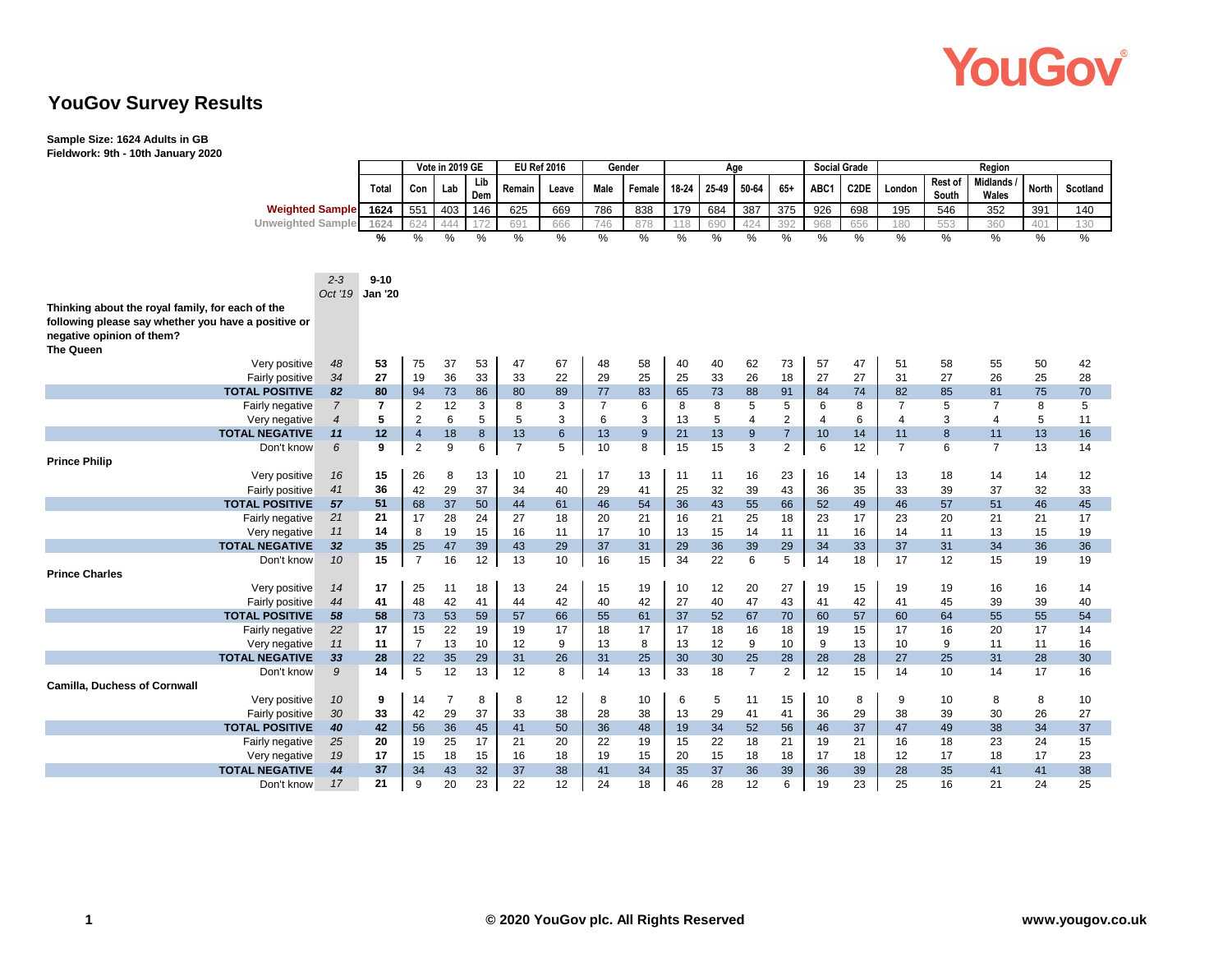# YouGov Survey Results

**Sample Size: 1624 Adults in GB**
**Fieldwork: 9th - 10th January 2020**

| | 2-3 Oct '19 | Total (9-10 Jan '20) | Vote in 2019 GE | | | EU Ref 2016 | | Gender | | Age | | | | Social Grade | | Region | | | | |
|---|---|---|---|---|---|---|---|---|---|---|---|---|---|---|---|---|---|---|---|---|
| | | | Con | Lab | Lib Dem | Remain | Leave | Male | Female | 18-24 | 25-49 | 50-64 | 65+ | ABC1 | C2DE | London | Rest of South | Midlands / Wales | North | Scotland |
| Weighted Sample | | 1624 | 551 | 403 | 146 | 625 | 669 | 786 | 838 | 179 | 684 | 387 | 375 | 926 | 698 | 195 | 546 | 352 | 391 | 140 |
| Unweighted Sample | | 1624 | 624 | 444 | 172 | 691 | 666 | 746 | 878 | 118 | 690 | 424 | 392 | 968 | 656 | 180 | 553 | 360 | 401 | 130 |
| | | % | % | % | % | % | % | % | % | % | % | % | % | % | % | % | % | % | % | % |
| **Thinking about the royal family, for each of the following please say whether you have a positive or negative opinion of them?** | | | | | | | | | | | | | | | | | | | | |
| **The Queen** | | | | | | | | | | | | | | | | | | | | |
| Very positive | 48 | 53 | 75 | 37 | 53 | 47 | 67 | 48 | 58 | 40 | 40 | 62 | 73 | 57 | 47 | 51 | 58 | 55 | 50 | 42 |
| Fairly positive | 34 | 27 | 19 | 36 | 33 | 33 | 22 | 29 | 25 | 25 | 33 | 26 | 18 | 27 | 27 | 31 | 27 | 26 | 25 | 28 |
| **TOTAL POSITIVE** | 82 | 80 | 94 | 73 | 86 | 80 | 89 | 77 | 83 | 65 | 73 | 88 | 91 | 84 | 74 | 82 | 85 | 81 | 75 | 70 |
| Fairly negative | 7 | 7 | 2 | 12 | 3 | 8 | 3 | 7 | 6 | 8 | 8 | 5 | 5 | 6 | 8 | 7 | 5 | 7 | 8 | 5 |
| Very negative | 4 | 5 | 2 | 6 | 5 | 5 | 3 | 6 | 3 | 13 | 5 | 4 | 2 | 4 | 6 | 4 | 3 | 4 | 5 | 11 |
| **TOTAL NEGATIVE** | 11 | 12 | 4 | 18 | 8 | 13 | 6 | 13 | 9 | 21 | 13 | 9 | 7 | 10 | 14 | 11 | 8 | 11 | 13 | 16 |
| Don't know | 6 | 9 | 2 | 9 | 6 | 7 | 5 | 10 | 8 | 15 | 15 | 3 | 2 | 6 | 12 | 7 | 6 | 7 | 13 | 14 |
| **Prince Philip** | | | | | | | | | | | | | | | | | | | | |
| Very positive | 16 | 15 | 26 | 8 | 13 | 10 | 21 | 17 | 13 | 11 | 11 | 16 | 23 | 16 | 14 | 13 | 18 | 14 | 14 | 12 |
| Fairly positive | 41 | 36 | 42 | 29 | 37 | 34 | 40 | 29 | 41 | 25 | 32 | 39 | 43 | 36 | 35 | 33 | 39 | 37 | 32 | 33 |
| **TOTAL POSITIVE** | 57 | 51 | 68 | 37 | 50 | 44 | 61 | 46 | 54 | 36 | 43 | 55 | 66 | 52 | 49 | 46 | 57 | 51 | 46 | 45 |
| Fairly negative | 21 | 21 | 17 | 28 | 24 | 27 | 18 | 20 | 21 | 16 | 21 | 25 | 18 | 23 | 17 | 23 | 20 | 21 | 21 | 17 |
| Very negative | 11 | 14 | 8 | 19 | 15 | 16 | 11 | 17 | 10 | 13 | 15 | 14 | 11 | 11 | 16 | 14 | 11 | 13 | 15 | 19 |
| **TOTAL NEGATIVE** | 32 | 35 | 25 | 47 | 39 | 43 | 29 | 37 | 31 | 29 | 36 | 39 | 29 | 34 | 33 | 37 | 31 | 34 | 36 | 36 |
| Don't know | 10 | 15 | 7 | 16 | 12 | 13 | 10 | 16 | 15 | 34 | 22 | 6 | 5 | 14 | 18 | 17 | 12 | 15 | 19 | 19 |
| **Prince Charles** | | | | | | | | | | | | | | | | | | | | |
| Very positive | 14 | 17 | 25 | 11 | 18 | 13 | 24 | 15 | 19 | 10 | 12 | 20 | 27 | 19 | 15 | 19 | 19 | 16 | 16 | 14 |
| Fairly positive | 44 | 41 | 48 | 42 | 41 | 44 | 42 | 40 | 42 | 27 | 40 | 47 | 43 | 41 | 42 | 41 | 45 | 39 | 39 | 40 |
| **TOTAL POSITIVE** | 58 | 58 | 73 | 53 | 59 | 57 | 66 | 55 | 61 | 37 | 52 | 67 | 70 | 60 | 57 | 60 | 64 | 55 | 55 | 54 |
| Fairly negative | 22 | 17 | 15 | 22 | 19 | 19 | 17 | 18 | 17 | 17 | 18 | 16 | 18 | 19 | 15 | 17 | 16 | 20 | 17 | 14 |
| Very negative | 11 | 11 | 7 | 13 | 10 | 12 | 9 | 13 | 8 | 13 | 12 | 9 | 10 | 9 | 13 | 10 | 9 | 11 | 11 | 16 |
| **TOTAL NEGATIVE** | 33 | 28 | 22 | 35 | 29 | 31 | 26 | 31 | 25 | 30 | 30 | 25 | 28 | 28 | 28 | 27 | 25 | 31 | 28 | 30 |
| Don't know | 9 | 14 | 5 | 12 | 13 | 12 | 8 | 14 | 13 | 33 | 18 | 7 | 2 | 12 | 15 | 14 | 10 | 14 | 17 | 16 |
| **Camilla, Duchess of Cornwall** | | | | | | | | | | | | | | | | | | | | |
| Very positive | 10 | 9 | 14 | 7 | 8 | 8 | 12 | 8 | 10 | 6 | 5 | 11 | 15 | 10 | 8 | 9 | 10 | 8 | 8 | 10 |
| Fairly positive | 30 | 33 | 42 | 29 | 37 | 33 | 38 | 28 | 38 | 13 | 29 | 41 | 41 | 36 | 29 | 38 | 39 | 30 | 26 | 27 |
| **TOTAL POSITIVE** | 40 | 42 | 56 | 36 | 45 | 41 | 50 | 36 | 48 | 19 | 34 | 52 | 56 | 46 | 37 | 47 | 49 | 38 | 34 | 37 |
| Fairly negative | 25 | 20 | 19 | 25 | 17 | 21 | 20 | 22 | 19 | 15 | 22 | 18 | 21 | 19 | 21 | 16 | 18 | 23 | 24 | 15 |
| Very negative | 19 | 17 | 15 | 18 | 15 | 16 | 18 | 19 | 15 | 20 | 15 | 18 | 18 | 17 | 18 | 12 | 17 | 18 | 17 | 23 |
| **TOTAL NEGATIVE** | 44 | 37 | 34 | 43 | 32 | 37 | 38 | 41 | 34 | 35 | 37 | 36 | 39 | 36 | 39 | 28 | 35 | 41 | 41 | 38 |
| Don't know | 17 | 21 | 9 | 20 | 23 | 22 | 12 | 24 | 18 | 46 | 28 | 12 | 6 | 19 | 23 | 25 | 16 | 21 | 24 | 25 |

© 2020 YouGov plc. All Rights Reserved www.yougov.co.uk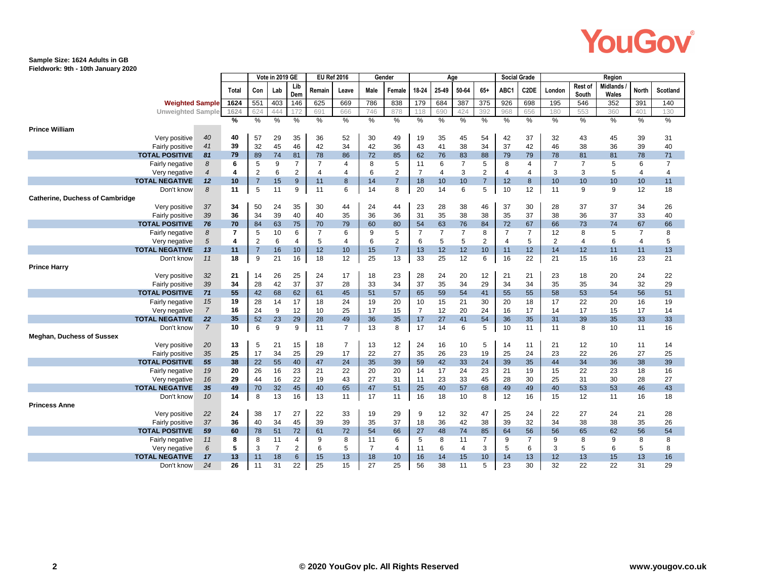Sample Size: 1624 Adults in GB
Fieldwork: 9th - 10th January 2020

| | | | Vote in 2019 GE | | | EU Ref 2016 | | Gender | | Age | | | | Social Grade | | Region | | | | |
|---|---|---|---|---|---|---|---|---|---|---|---|---|---|---|---|---|---|---|---|---|
| | | Total | Con | Lab | Lib Dem | Remain | Leave | Male | Female | 18-24 | 25-49 | 50-64 | 65+ | ABC1 | C2DE | London | Rest of South | Midlands / Wales | North | Scotland |
| Weighted Sample | | 1624 | 551 | 403 | 146 | 625 | 669 | 786 | 838 | 179 | 684 | 387 | 375 | 926 | 698 | 195 | 546 | 352 | 391 | 140 |
| Unweighted Sample | | 1624 | 624 | 444 | 172 | 691 | 666 | 746 | 878 | 118 | 690 | 424 | 392 | 968 | 656 | 180 | 553 | 360 | 401 | 130 |
| | | % | % | % | % | % | % | % | % | % | % | % | % | % | % | % | % | % | % | % |
| **Prince William** | | | | | | | | | | | | | | | | | | | | |
| Very positive | 40 | 40 | 57 | 29 | 35 | 36 | 52 | 30 | 49 | 19 | 35 | 45 | 54 | 42 | 37 | 32 | 43 | 45 | 39 | 31 |
| Fairly positive | 41 | 39 | 32 | 45 | 46 | 42 | 34 | 42 | 36 | 43 | 41 | 38 | 34 | 37 | 42 | 46 | 38 | 36 | 39 | 40 |
| **TOTAL POSITIVE** | 81 | 79 | 89 | 74 | 81 | 78 | 86 | 72 | 85 | 62 | 76 | 83 | 88 | 79 | 79 | 78 | 81 | 81 | 78 | 71 |
| Fairly negative | 8 | 6 | 5 | 9 | 7 | 7 | 4 | 8 | 5 | 11 | 6 | 7 | 5 | 8 | 4 | 7 | 7 | 5 | 6 | 7 |
| Very negative | 4 | 4 | 2 | 6 | 2 | 4 | 4 | 6 | 2 | 7 | 4 | 3 | 2 | 4 | 4 | 3 | 3 | 5 | 4 | 4 |
| **TOTAL NEGATIVE** | 12 | 10 | 7 | 15 | 9 | 11 | 8 | 14 | 7 | 18 | 10 | 10 | 7 | 12 | 8 | 10 | 10 | 10 | 10 | 11 |
| Don't know | 8 | 11 | 5 | 11 | 9 | 11 | 6 | 14 | 8 | 20 | 14 | 6 | 5 | 10 | 12 | 11 | 9 | 9 | 12 | 18 |
| **Catherine, Duchess of Cambridge** | | | | | | | | | | | | | | | | | | | | |
| Very positive | 37 | 34 | 50 | 24 | 35 | 30 | 44 | 24 | 44 | 23 | 28 | 38 | 46 | 37 | 30 | 28 | 37 | 37 | 34 | 26 |
| Fairly positive | 39 | 36 | 34 | 39 | 40 | 40 | 35 | 36 | 36 | 31 | 35 | 38 | 38 | 35 | 37 | 38 | 36 | 37 | 33 | 40 |
| **TOTAL POSITIVE** | 76 | 70 | 84 | 63 | 75 | 70 | 79 | 60 | 80 | 54 | 63 | 76 | 84 | 72 | 67 | 66 | 73 | 74 | 67 | 66 |
| Fairly negative | 8 | 7 | 5 | 10 | 6 | 7 | 6 | 9 | 5 | 7 | 7 | 7 | 8 | 7 | 7 | 12 | 8 | 5 | 7 | 8 |
| Very negative | 5 | 4 | 2 | 6 | 4 | 5 | 4 | 6 | 2 | 6 | 5 | 5 | 2 | 4 | 5 | 2 | 4 | 6 | 4 | 5 |
| **TOTAL NEGATIVE** | 13 | 11 | 7 | 16 | 10 | 12 | 10 | 15 | 7 | 13 | 12 | 12 | 10 | 11 | 12 | 14 | 12 | 11 | 11 | 13 |
| Don't know | 11 | 18 | 9 | 21 | 16 | 18 | 12 | 25 | 13 | 33 | 25 | 12 | 6 | 16 | 22 | 21 | 15 | 16 | 23 | 21 |
| **Prince Harry** | | | | | | | | | | | | | | | | | | | | |
| Very positive | 32 | 21 | 14 | 26 | 25 | 24 | 17 | 18 | 23 | 28 | 24 | 20 | 12 | 21 | 21 | 23 | 18 | 20 | 24 | 22 |
| Fairly positive | 39 | 34 | 28 | 42 | 37 | 37 | 28 | 33 | 34 | 37 | 35 | 34 | 29 | 34 | 34 | 35 | 35 | 34 | 32 | 29 |
| **TOTAL POSITIVE** | 71 | 55 | 42 | 68 | 62 | 61 | 45 | 51 | 57 | 65 | 59 | 54 | 41 | 55 | 55 | 58 | 53 | 54 | 56 | 51 |
| Fairly negative | 15 | 19 | 28 | 14 | 17 | 18 | 24 | 19 | 20 | 10 | 15 | 21 | 30 | 20 | 18 | 17 | 22 | 20 | 16 | 19 |
| Very negative | 7 | 16 | 24 | 9 | 12 | 10 | 25 | 17 | 15 | 7 | 12 | 20 | 24 | 16 | 17 | 14 | 17 | 15 | 17 | 14 |
| **TOTAL NEGATIVE** | 22 | 35 | 52 | 23 | 29 | 28 | 49 | 36 | 35 | 17 | 27 | 41 | 54 | 36 | 35 | 31 | 39 | 35 | 33 | 33 |
| Don't know | 7 | 10 | 6 | 9 | 9 | 11 | 7 | 13 | 8 | 17 | 14 | 6 | 5 | 10 | 11 | 11 | 8 | 10 | 11 | 16 |
| **Meghan, Duchess of Sussex** | | | | | | | | | | | | | | | | | | | | |
| Very positive | 20 | 13 | 5 | 21 | 15 | 18 | 7 | 13 | 12 | 24 | 16 | 10 | 5 | 14 | 11 | 21 | 12 | 10 | 11 | 14 |
| Fairly positive | 35 | 25 | 17 | 34 | 25 | 29 | 17 | 22 | 27 | 35 | 26 | 23 | 19 | 25 | 24 | 23 | 22 | 26 | 27 | 25 |
| **TOTAL POSITIVE** | 55 | 38 | 22 | 55 | 40 | 47 | 24 | 35 | 39 | 59 | 42 | 33 | 24 | 39 | 35 | 44 | 34 | 36 | 38 | 39 |
| Fairly negative | 19 | 20 | 26 | 16 | 23 | 21 | 22 | 20 | 20 | 14 | 17 | 24 | 23 | 21 | 19 | 15 | 22 | 23 | 18 | 16 |
| Very negative | 16 | 29 | 44 | 16 | 22 | 19 | 43 | 27 | 31 | 11 | 23 | 33 | 45 | 28 | 30 | 25 | 31 | 30 | 28 | 27 |
| **TOTAL NEGATIVE** | 35 | 49 | 70 | 32 | 45 | 40 | 65 | 47 | 51 | 25 | 40 | 57 | 68 | 49 | 49 | 40 | 53 | 53 | 46 | 43 |
| Don't know | 10 | 14 | 8 | 13 | 16 | 13 | 11 | 17 | 11 | 16 | 18 | 10 | 8 | 12 | 16 | 15 | 12 | 11 | 16 | 18 |
| **Princess Anne** | | | | | | | | | | | | | | | | | | | | |
| Very positive | 22 | 24 | 38 | 17 | 27 | 22 | 33 | 19 | 29 | 9 | 12 | 32 | 47 | 25 | 24 | 22 | 27 | 24 | 21 | 28 |
| Fairly positive | 37 | 36 | 40 | 34 | 45 | 39 | 39 | 35 | 37 | 18 | 36 | 42 | 38 | 39 | 32 | 34 | 38 | 38 | 35 | 26 |
| **TOTAL POSITIVE** | 59 | 60 | 78 | 51 | 72 | 61 | 72 | 54 | 66 | 27 | 48 | 74 | 85 | 64 | 56 | 56 | 65 | 62 | 56 | 54 |
| Fairly negative | 11 | 8 | 8 | 11 | 4 | 9 | 8 | 11 | 6 | 5 | 8 | 11 | 7 | 9 | 7 | 9 | 8 | 9 | 8 | 8 |
| Very negative | 6 | 5 | 3 | 7 | 2 | 6 | 5 | 7 | 4 | 11 | 6 | 4 | 3 | 5 | 6 | 3 | 5 | 6 | 5 | 8 |
| **TOTAL NEGATIVE** | 17 | 13 | 11 | 18 | 6 | 15 | 13 | 18 | 10 | 16 | 14 | 15 | 10 | 14 | 13 | 12 | 13 | 15 | 13 | 16 |
| Don't know | 24 | 26 | 11 | 31 | 22 | 25 | 15 | 27 | 25 | 56 | 38 | 11 | 5 | 23 | 30 | 32 | 22 | 22 | 31 | 29 |

© 2020 YouGov plc. All Rights Reserved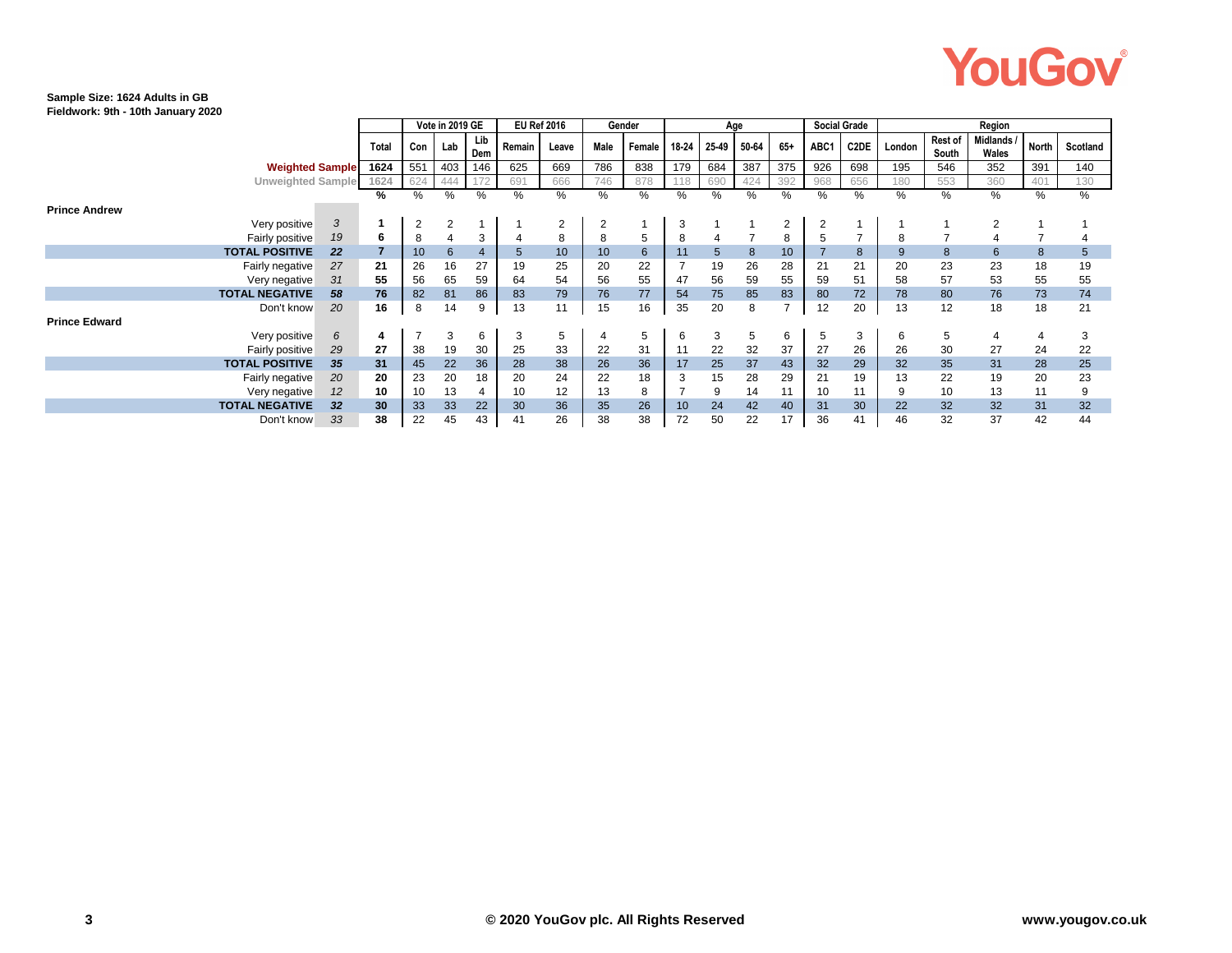**Sample Size: 1624 Adults in GB**
**Fieldwork: 9th - 10th January 2020**

| | | | Vote in 2019 GE | | | EU Ref 2016 | | Gender | | Age | | | | Social Grade | | Region | | | | |
|---|---|---|---|---|---|---|---|---|---|---|---|---|---|---|---|---|---|---|---|---|
| | | Total | Con | Lab | Lib Dem | Remain | Leave | Male | Female | 18-24 | 25-49 | 50-64 | 65+ | ABC1 | C2DE | London | Rest of South | Midlands / Wales | North | Scotland |
| Weighted Sample | | 1624 | 551 | 403 | 146 | 625 | 669 | 786 | 838 | 179 | 684 | 387 | 375 | 926 | 698 | 195 | 546 | 352 | 391 | 140 |
| Unweighted Sample | | 1624 | 624 | 444 | 172 | 691 | 666 | 746 | 878 | 118 | 690 | 424 | 392 | 968 | 656 | 180 | 553 | 360 | 401 | 130 |
| | | % | % | % | % | % | % | % | % | % | % | % | % | % | % | % | % | % | % | % |
| **Prince Andrew** | | | | | | | | | | | | | | | | | | | | |
| Very positive | 3 | 1 | 2 | 2 | 1 | 1 | 2 | 2 | 1 | 3 | 1 | 1 | 2 | 2 | 1 | 1 | 1 | 2 | 1 | 1 |
| Fairly positive | 19 | 6 | 8 | 4 | 3 | 4 | 8 | 8 | 5 | 8 | 4 | 7 | 8 | 5 | 7 | 8 | 7 | 4 | 7 | 4 |
| **TOTAL POSITIVE** | 22 | 7 | 10 | 6 | 4 | 5 | 10 | 10 | 6 | 11 | 5 | 8 | 10 | 7 | 8 | 9 | 8 | 6 | 8 | 5 |
| Fairly negative | 27 | 21 | 26 | 16 | 27 | 19 | 25 | 20 | 22 | 7 | 19 | 26 | 28 | 21 | 21 | 20 | 23 | 23 | 18 | 19 |
| Very negative | 31 | 55 | 56 | 65 | 59 | 64 | 54 | 56 | 55 | 47 | 56 | 59 | 55 | 59 | 51 | 58 | 57 | 53 | 55 | 55 |
| **TOTAL NEGATIVE** | 58 | 76 | 82 | 81 | 86 | 83 | 79 | 76 | 77 | 54 | 75 | 85 | 83 | 80 | 72 | 78 | 80 | 76 | 73 | 74 |
| Don't know | 20 | 16 | 8 | 14 | 9 | 13 | 11 | 15 | 16 | 35 | 20 | 8 | 7 | 12 | 20 | 13 | 12 | 18 | 18 | 21 |
| **Prince Edward** | | | | | | | | | | | | | | | | | | | | |
| Very positive | 6 | 4 | 7 | 3 | 6 | 3 | 5 | 4 | 5 | 6 | 3 | 5 | 6 | 5 | 3 | 6 | 5 | 4 | 4 | 3 |
| Fairly positive | 29 | 27 | 38 | 19 | 30 | 25 | 33 | 22 | 31 | 11 | 22 | 32 | 37 | 27 | 26 | 26 | 30 | 27 | 24 | 22 |
| **TOTAL POSITIVE** | 35 | 31 | 45 | 22 | 36 | 28 | 38 | 26 | 36 | 17 | 25 | 37 | 43 | 32 | 29 | 32 | 35 | 31 | 28 | 25 |
| Fairly negative | 20 | 20 | 23 | 20 | 18 | 20 | 24 | 22 | 18 | 3 | 15 | 28 | 29 | 21 | 19 | 13 | 22 | 19 | 20 | 23 |
| Very negative | 12 | 10 | 10 | 13 | 4 | 10 | 12 | 13 | 8 | 7 | 9 | 14 | 11 | 10 | 11 | 9 | 10 | 13 | 11 | 9 |
| **TOTAL NEGATIVE** | 32 | 30 | 33 | 33 | 22 | 30 | 36 | 35 | 26 | 10 | 24 | 42 | 40 | 31 | 30 | 22 | 32 | 32 | 31 | 32 |
| Don't know | 33 | 38 | 22 | 45 | 43 | 41 | 26 | 38 | 38 | 72 | 50 | 22 | 17 | 36 | 41 | 46 | 32 | 37 | 42 | 44 |

© 2020 YouGov plc. All Rights Reserved

www.yougov.co.uk